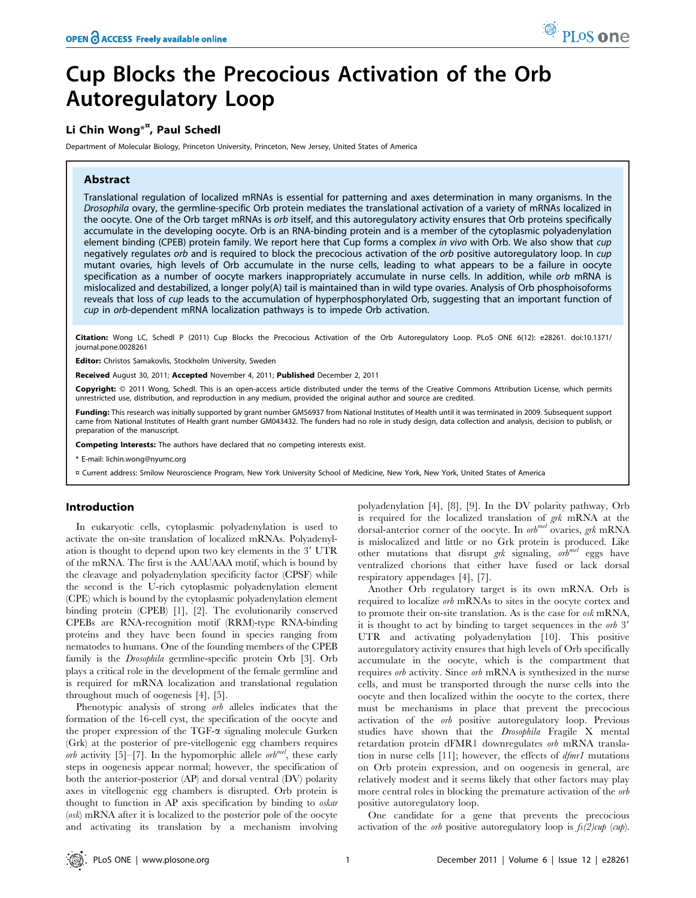# Cup Blocks the Precocious Activation of the Orb Autoregulatory Loop

**Li Chin Wong*¤, Paul Schedl**

Department of Molecular Biology, Princeton University, Princeton, New Jersey, United States of America

## Abstract

Translational regulation of localized mRNAs is essential for patterning and axes determination in many organisms. In the *Drosophila* ovary, the germline-specific Orb protein mediates the translational activation of a variety of mRNAs localized in the oocyte. One of the Orb target mRNAs is *orb* itself, and this autoregulatory activity ensures that Orb proteins specifically accumulate in the developing oocyte. Orb is an RNA-binding protein and is a member of the cytoplasmic polyadenylation element binding (CPEB) protein family. We report here that Cup forms a complex *in vivo* with Orb. We also show that *cup* negatively regulates *orb* and is required to block the precocious activation of the *orb* positive autoregulatory loop. In *cup* mutant ovaries, high levels of Orb accumulate in the nurse cells, leading to what appears to be a failure in oocyte specification as a number of oocyte markers inappropriately accumulate in nurse cells. In addition, while *orb* mRNA is mislocalized and destabilized, a longer poly(A) tail is maintained than in wild type ovaries. Analysis of Orb phosphoisoforms reveals that loss of *cup* leads to the accumulation of hyperphosphorylated Orb, suggesting that an important function of *cup* in *orb*-dependent mRNA localization pathways is to impede Orb activation.

**Citation:** Wong LC, Schedl P (2011) Cup Blocks the Precocious Activation of the Orb Autoregulatory Loop. PLoS ONE 6(12): e28261. doi:10.1371/journal.pone.0028261

**Editor:** Christos Samakovlis, Stockholm University, Sweden

**Received** August 30, 2011; **Accepted** November 4, 2011; **Published** December 2, 2011

**Copyright:** © 2011 Wong, Schedl. This is an open-access article distributed under the terms of the Creative Commons Attribution License, which permits unrestricted use, distribution, and reproduction in any medium, provided the original author and source are credited.

**Funding:** This research was initially supported by grant number GM56937 from National Institutes of Health until it was terminated in 2009. Subsequent support came from National Institutes of Health grant number GM043432. The funders had no role in study design, data collection and analysis, decision to publish, or preparation of the manuscript.

**Competing Interests:** The authors have declared that no competing interests exist.

\* E-mail: lichin.wong@nyumc.org

¤ Current address: Smilow Neuroscience Program, New York University School of Medicine, New York, New York, United States of America

## Introduction

In eukaryotic cells, cytoplasmic polyadenylation is used to activate the on-site translation of localized mRNAs. Polyadenylation is thought to depend upon two key elements in the 3′ UTR of the mRNA. The first is the AAUAAA motif, which is bound by the cleavage and polyadenylation specificity factor (CPSF) while the second is the U-rich cytoplasmic polyadenylation element (CPE) which is bound by the cytoplasmic polyadenylation element binding protein (CPEB) [1], [2]. The evolutionarily conserved CPEBs are RNA-recognition motif (RRM)-type RNA-binding proteins and they have been found in species ranging from nematodes to humans. One of the founding members of the CPEB family is the *Drosophila* germline-specific protein Orb [3]. Orb plays a critical role in the development of the female germline and is required for mRNA localization and translational regulation throughout much of oogenesis [4], [5].

Phenotypic analysis of strong *orb* alleles indicates that the formation of the 16-cell cyst, the specification of the oocyte and the proper expression of the TGF-α signaling molecule Gurken (Grk) at the posterior of pre-vitellogenic egg chambers requires *orb* activity [5]–[7]. In the hypomorphic allele $orb^{mel}$, these early steps in oogenesis appear normal; however, the specification of both the anterior-posterior (AP) and dorsal ventral (DV) polarity axes in vitellogenic egg chambers is disrupted. Orb protein is thought to function in AP axis specification by binding to *oskar* (*osk*) mRNA after it is localized to the posterior pole of the oocyte and activating its translation by a mechanism involving polyadenylation [4], [8], [9]. In the DV polarity pathway, Orb is required for the localized translation of *grk* mRNA at the dorsal-anterior corner of the oocyte. In $orb^{mel}$ ovaries, *grk* mRNA is mislocalized and little or no Grk protein is produced. Like other mutations that disrupt *grk* signaling, $orb^{mel}$ eggs have ventralized chorions that either have fused or lack dorsal respiratory appendages [4], [7].

Another Orb regulatory target is its own mRNA. Orb is required to localize *orb* mRNAs to sites in the oocyte cortex and to promote their on-site translation. As is the case for *osk* mRNA, it is thought to act by binding to target sequences in the *orb* 3′ UTR and activating polyadenylation [10]. This positive autoregulatory activity ensures that high levels of Orb specifically accumulate in the oocyte, which is the compartment that requires *orb* activity. Since *orb* mRNA is synthesized in the nurse cells, and must be transported through the nurse cells into the oocyte and then localized within the oocyte to the cortex, there must be mechanisms in place that prevent the precocious activation of the *orb* positive autoregulatory loop. Previous studies have shown that the *Drosophila* Fragile X mental retardation protein dFMR1 downregulates *orb* mRNA translation in nurse cells [11]; however, the effects of *dfmr1* mutations on Orb protein expression, and on oogenesis in general, are relatively modest and it seems likely that other factors may play more central roles in blocking the premature activation of the *orb* positive autoregulatory loop.

One candidate for a gene that prevents the precocious activation of the *orb* positive autoregulatory loop is *fs(2)cup* (*cup*).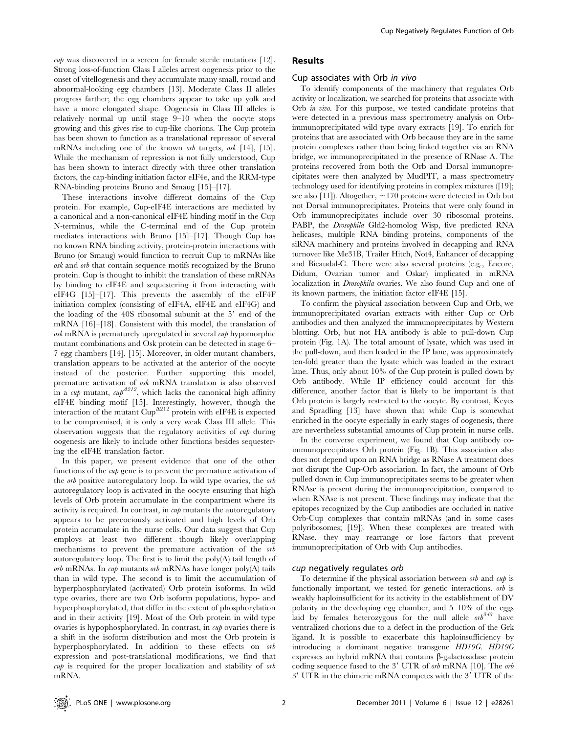*cup* was discovered in a screen for female sterile mutations [12]. Strong loss-of-function Class I alleles arrest oogenesis prior to the onset of vitellogenesis and they accumulate many small, round and abnormal-looking egg chambers [13]. Moderate Class II alleles progress farther; the egg chambers appear to take up yolk and have a more elongated shape. Oogenesis in Class III alleles is relatively normal up until stage 9–10 when the oocyte stops growing and this gives rise to cup-like chorions. The Cup protein has been shown to function as a translational repressor of several mRNAs including one of the known *orb* targets, *osk* [14], [15]. While the mechanism of repression is not fully understood, Cup has been shown to interact directly with three other translation factors, the cap-binding initiation factor eIF4e, and the RRM-type RNA-binding proteins Bruno and Smaug [15]–[17].

These interactions involve different domains of the Cup protein. For example, Cup-eIF4E interactions are mediated by a canonical and a non-canonical eIF4E binding motif in the Cup N-terminus, while the C-terminal end of the Cup protein mediates interactions with Bruno [15]–[17]. Though Cup has no known RNA binding activity, protein-protein interactions with Bruno (or Smaug) would function to recruit Cup to mRNAs like *osk* and *orb* that contain sequence motifs recognized by the Bruno protein. Cup is thought to inhibit the translation of these mRNAs by binding to eIF4E and sequestering it from interacting with eIF4G [15]–[17]. This prevents the assembly of the eIF4F initiation complex (consisting of eIF4A, eIF4E and eIF4G) and the loading of the 40S ribosomal subunit at the 5′ end of the mRNA [16]–[18]. Consistent with this model, the translation of *osk* mRNA is prematurely upregulated in several *cup* hypomorphic mutant combinations and Osk protein can be detected in stage 6–7 egg chambers [14], [15]. Moreover, in older mutant chambers, translation appears to be activated at the anterior of the oocyte instead of the posterior. Further supporting this model, premature activation of *osk* mRNA translation is also observed in a *cup* mutant, $cup^{\Delta 212}$, which lacks the canonical high affinity eIF4E binding motif [15]. Interestingly, however, though the interaction of the mutant $\mathrm{Cup}^{\Delta 212}$ protein with eIF4E is expected to be compromised, it is only a very weak Class III allele. This observation suggests that the regulatory activities of *cup* during oogenesis are likely to include other functions besides sequestering the eIF4E translation factor.

In this paper, we present evidence that one of the other functions of the *cup* gene is to prevent the premature activation of the *orb* positive autoregulatory loop. In wild type ovaries, the *orb* autoregulatory loop is activated in the oocyte ensuring that high levels of Orb protein accumulate in the compartment where its activity is required. In contrast, in *cup* mutants the autoregulatory appears to be precociously activated and high levels of Orb protein accumulate in the nurse cells. Our data suggest that Cup employs at least two different though likely overlapping mechanisms to prevent the premature activation of the *orb* autoregulatory loop. The first is to limit the poly(A) tail length of *orb* mRNAs. In *cup* mutants *orb* mRNAs have longer poly(A) tails than in wild type. The second is to limit the accumulation of hyperphosphorylated (activated) Orb protein isoforms. In wild type ovaries, there are two Orb isoform populations, hypo- and hyperphosphorylated, that differ in the extent of phosphorylation and in their activity [19]. Most of the Orb protein in wild type ovaries is hypophosphorylated. In contrast, in *cup* ovaries there is a shift in the isoform distribution and most the Orb protein is hyperphosphorylated. In addition to these effects on *orb* expression and post-translational modifications, we find that *cup* is required for the proper localization and stability of *orb* mRNA.

## Results

### Cup associates with Orb *in vivo*

To identify components of the machinery that regulates Orb activity or localization, we searched for proteins that associate with Orb *in vivo*. For this purpose, we tested candidate proteins that were detected in a previous mass spectrometry analysis on Orb-immunoprecipitated wild type ovary extracts [19]. To enrich for proteins that are associated with Orb because they are in the same protein complexes rather than being linked together via an RNA bridge, we immunoprecipitated in the presence of RNase A. The proteins recovered from both the Orb and Dorsal immunoprecipitates were then analyzed by MudPIT, a mass spectrometry technology used for identifying proteins in complex mixtures ([19]; see also [11]). Altogether, ~170 proteins were detected in Orb but not Dorsal immunoprecipitates. Proteins that were only found in Orb immunoprecipitates include over 30 ribosomal proteins, PABP, the *Drosophila* Gld2-homolog Wisp, five predicted RNA helicases, multiple RNA binding proteins, components of the siRNA machinery and proteins involved in decapping and RNA turnover like Me31B, Trailer Hitch, Not4, Enhancer of decapping and Bicaudal-C. There were also several proteins (e.g., Encore, Didum, Ovarian tumor and Oskar) implicated in mRNA localization in *Drosophila* ovaries. We also found Cup and one of its known partners, the initiation factor eIF4E [15].

To confirm the physical association between Cup and Orb, we immunoprecipitated ovarian extracts with either Cup or Orb antibodies and then analyzed the immunoprecipitates by Western blotting. Orb, but not HA antibody is able to pull-down Cup protein (Fig. 1A). The total amount of lysate, which was used in the pull-down, and then loaded in the IP lane, was approximately ten-fold greater than the lysate which was loaded in the extract lane. Thus, only about 10% of the Cup protein is pulled down by Orb antibody. While IP efficiency could account for this difference, another factor that is likely to be important is that Orb protein is largely restricted to the oocyte. By contrast, Keyes and Spradling [13] have shown that while Cup is somewhat enriched in the oocyte especially in early stages of oogenesis, there are nevertheless substantial amounts of Cup protein in nurse cells.

In the converse experiment, we found that Cup antibody co-immunoprecipitates Orb protein (Fig. 1B). This association also does not depend upon an RNA bridge as RNase A treatment does not disrupt the Cup-Orb association. In fact, the amount of Orb pulled down in Cup immunoprecipitates seems to be greater when RNAse is present during the immunoprecipitation, compared to when RNAse is not present. These findings may indicate that the epitopes recognized by the Cup antibodies are occluded in native Orb-Cup complexes that contain mRNAs (and in some cases polyribosomes; [19]). When these complexes are treated with RNase, they may rearrange or lose factors that prevent immunoprecipitation of Orb with Cup antibodies.

### *cup* negatively regulates *orb*

To determine if the physical association between *orb* and *cup* is functionally important, we tested for genetic interactions. *orb* is weakly haploinsufficient for its activity in the establishment of DV polarity in the developing egg chamber, and 5–10% of the eggs laid by females heterozygous for the null allele $orb^{343}$ have ventralized chorions due to a defect in the production of the Grk ligand. It is possible to exacerbate this haploinsufficiency by introducing a dominant negative transgene *HD19G*. *HD19G* expresses an hybrid mRNA that contains β-galactosidase protein coding sequence fused to the 3′ UTR of *orb* mRNA [10]. The *orb* 3′ UTR in the chimeric mRNA competes with the 3′ UTR of the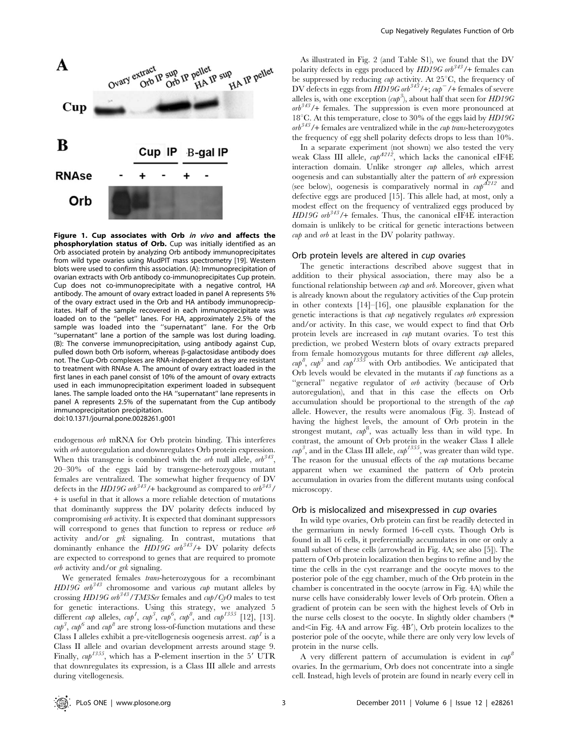**Figure 1. Cup associates with Orb *in vivo* and affects the phosphorylation status of Orb.** Cup was initially identified as an Orb associated protein by analyzing Orb antibody immunoprecipitates from wild type ovaries using MudPIT mass spectrometry [19]. Western blots were used to confirm this association. (A): Immunoprecipitation of ovarian extracts with Orb antibody co-immunoprecipitates Cup protein. Cup does not co-immunoprecipitate with a negative control, HA antibody. The amount of ovary extract loaded in panel A represents 5% of the ovary extract used in the Orb and HA antibody immunoprecipitates. Half of the sample recovered in each immunoprecipitate was loaded on to the "pellet" lanes. For HA, approximately 2.5% of the sample was loaded into the "supernatant" lane. For the Orb "supernatant" lane a portion of the sample was lost during loading. (B): The converse immunoprecipitation, using antibody against Cup, pulled down both Orb isoform, whereas β-galactosidase antibody does not. The Cup-Orb complexes are RNA-independent as they are resistant to treatment with RNAse A. The amount of ovary extract loaded in the first lanes in each panel consist of 10% of the amount of ovary extracts used in each immunoprecipitation experiment loaded in subsequent lanes. The sample loaded onto the HA "supernatant" lane represents in panel A represents 2.5% of the supernatant from the Cup antibody immunoprecipitation precipitation.
doi:10.1371/journal.pone.0028261.g001

endogenous *orb* mRNA for Orb protein binding. This interferes with *orb* autoregulation and downregulates Orb protein expression. When this transgene is combined with the *orb* null allele, $orb^{343}$, 20–30% of the eggs laid by transgene-heterozygous mutant females are ventralized. The somewhat higher frequency of DV defects in the *HD19G* $orb^{343}$/+ background as compared to $orb^{343}$/+ is useful in that it allows a more reliable detection of mutations that dominantly suppress the DV polarity defects induced by compromising *orb* activity. It is expected that dominant suppressors will correspond to genes that function to repress or reduce *orb* activity and/or *grk* signaling. In contrast, mutations that dominantly enhance the *HD19G* $orb^{343}$/+ DV polarity defects are expected to correspond to genes that are required to promote *orb* activity and/or *grk* signaling.

We generated females *trans*-heterozygous for a recombinant *HD19G* $orb^{343}$ chromosome and various *cup* mutant alleles by crossing *HD19G* $orb^{343}$/*TM3Ser* females and *cup*/*CyO* males to test for genetic interactions. Using this strategy, we analyzed 5 different *cup* alleles, $cup^{1}$, $cup^{3}$, $cup^{6}$, $cup^{8}$, and $cup^{1355}$ [12], [13]. $cup^{3}$, $cup^{6}$ and $cup^{8}$ are strong loss-of-function mutations and these Class I alleles exhibit a pre-vitellogenesis oogenesis arrest. $cup^{1}$ is a Class II allele and ovarian development arrests around stage 9. Finally, $cup^{1355}$, which has a P-element insertion in the 5′ UTR that downregulates its expression, is a Class III allele and arrests during vitellogenesis.

As illustrated in Fig. 2 (and Table S1), we found that the DV polarity defects in eggs produced by *HD19G* $orb^{343}$/+ females can be suppressed by reducing *cup* activity. At 25°C, the frequency of DV defects in eggs from *HD19G* $orb^{343}$/+; $cup^{-}$/+ females of severe alleles is, with one exception ($cup^{3}$), about half that seen for *HD19G* $orb^{343}$/+ females. The suppression is even more pronounced at 18°C. At this temperature, close to 30% of the eggs laid by *HD19G* $orb^{343}$/+ females are ventralized while in the *cup trans*-heterozygotes the frequency of egg shell polarity defects drops to less than 10%.

In a separate experiment (not shown) we also tested the very weak Class III allele, $cup^{\Delta 212}$, which lacks the canonical eIF4E interaction domain. Unlike stronger *cup* alleles, which arrest oogenesis and can substantially alter the pattern of *orb* expression (see below), oogenesis is comparatively normal in $cup^{\Delta 212}$ and defective eggs are produced [15]. This allele had, at most, only a modest effect on the frequency of ventralized eggs produced by *HD19G* $orb^{343}$/+ females. Thus, the canonical eIF4E interaction domain is unlikely to be critical for genetic interactions between *cup* and *orb* at least in the DV polarity pathway.

## Orb protein levels are altered in *cup* ovaries

The genetic interactions described above suggest that in addition to their physical association, there may also be a functional relationship between *cup* and *orb*. Moreover, given what is already known about the regulatory activities of the Cup protein in other contexts [14]–[16], one plausible explanation for the genetic interactions is that *cup* negatively regulates *orb* expression and/or activity. In this case, we would expect to find that Orb protein levels are increased in *cup* mutant ovaries. To test this prediction, we probed Western blots of ovary extracts prepared from female homozygous mutants for three different *cup* alleles, $cup^{8}$, $cup^{3}$ and $cup^{1355}$ with Orb antibodies. We anticipated that Orb levels would be elevated in the mutants if *cup* functions as a "general" negative regulator of *orb* activity (because of Orb autoregulation), and that in this case the effects on Orb accumulation should be proportional to the strength of the *cup* allele. However, the results were anomalous (Fig. 3). Instead of having the highest levels, the amount of Orb protein in the strongest mutant, $cup^{8}$, was actually less than in wild type. In contrast, the amount of Orb protein in the weaker Class I allele $cup^{3}$, and in the Class III allele, $cup^{1355}$, was greater than wild type. The reason for the unusual effects of the *cup* mutations became apparent when we examined the pattern of Orb protein accumulation in ovaries from the different mutants using confocal microscopy.

## Orb is mislocalized and misexpressed in *cup* ovaries

In wild type ovaries, Orb protein can first be readily detected in the germarium in newly formed 16-cell cysts. Though Orb is found in all 16 cells, it preferentially accumulates in one or only a small subset of these cells (arrowhead in Fig. 4A; see also [5]). The pattern of Orb protein localization then begins to refine and by the time the cells in the cyst rearrange and the oocyte moves to the posterior pole of the egg chamber, much of the Orb protein in the chamber is concentrated in the oocyte (arrow in Fig. 4A) while the nurse cells have considerably lower levels of Orb protein. Often a gradient of protein can be seen with the highest levels of Orb in the nurse cells closest to the oocyte. In slightly older chambers (* and < in Fig. 4A and arrow Fig. 4B′), Orb protein localizes to the posterior pole of the oocyte, while there are only very low levels of protein in the nurse cells.

A very different pattern of accumulation is evident in $cup^{8}$ ovaries. In the germarium, Orb does not concentrate into a single cell. Instead, high levels of protein are found in nearly every cell in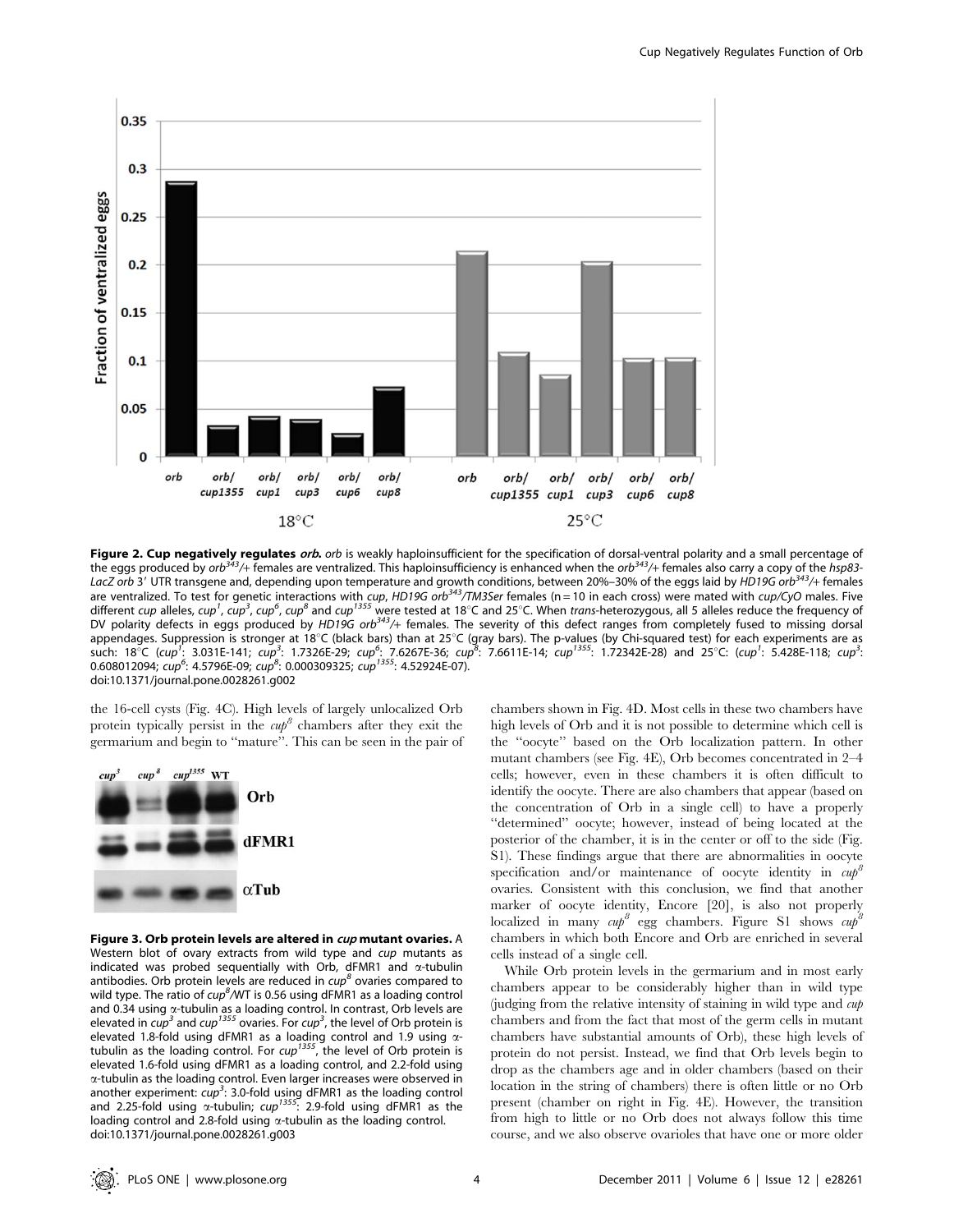**Figure 2. Cup negatively regulates *orb*.** *orb* is weakly haploinsufficient for the specification of dorsal-ventral polarity and a small percentage of the eggs produced by $orb^{343}$/+ females are ventralized. This haploinsufficiency is enhanced when the $orb^{343}$/+ females also carry a copy of the *hsp83-LacZ orb* 3′ UTR transgene and, depending upon temperature and growth conditions, between 20%–30% of the eggs laid by *HD19G* $orb^{343}$/+ females are ventralized. To test for genetic interactions with *cup*, *HD19G* $orb^{343}$*/TM3Ser* females (n = 10 in each cross) were mated with *cup/CyO* males. Five different *cup* alleles, $cup^1$, $cup^3$, $cup^6$, $cup^8$ and $cup^{1355}$ were tested at 18°C and 25°C. When *trans*-heterozygous, all 5 alleles reduce the frequency of DV polarity defects in eggs produced by *HD19G* $orb^{343}$/+ females. The severity of this defect ranges from completely fused to missing dorsal appendages. Suppression is stronger at 18°C (black bars) than at 25°C (gray bars). The p-values (by Chi-squared test) for each experiments are as such: 18°C ($cup^1$: 3.031E-141; $cup^3$: 1.7326E-29; $cup^6$: 7.6267E-36; $cup^8$: 7.6611E-14; $cup^{1355}$: 1.72342E-28) and 25°C: ($cup^1$: 5.428E-118; $cup^3$: 0.608012094; $cup^6$: 4.5796E-09; $cup^8$: 0.000309325; $cup^{1355}$: 4.52924E-07).
doi:10.1371/journal.pone.0028261.g002

**Figure 3. Orb protein levels are altered in *cup* mutant ovaries.** A Western blot of ovary extracts from wild type and *cup* mutants as indicated was probed sequentially with Orb, dFMR1 and α-tubulin antibodies. Orb protein levels are reduced in $cup^8$ ovaries compared to wild type. The ratio of $cup^8$/WT is 0.56 using dFMR1 as a loading control and 0.34 using α-tubulin as a loading control. In contrast, Orb levels are elevated in $cup^3$ and $cup^{1355}$ ovaries. For $cup^3$, the level of Orb protein is elevated 1.8-fold using dFMR1 as a loading control and 1.9 using α-tubulin as the loading control. For $cup^{1355}$, the level of Orb protein is elevated 1.6-fold using dFMR1 as a loading control, and 2.2-fold using α-tubulin as the loading control. Even larger increases were observed in another experiment: $cup^3$: 3.0-fold using dFMR1 as the loading control and 2.25-fold using α-tubulin; $cup^{1355}$: 2.9-fold using dFMR1 as the loading control and 2.8-fold using α-tubulin as the loading control.
doi:10.1371/journal.pone.0028261.g003

the 16-cell cysts (Fig. 4C). High levels of largely unlocalized Orb protein typically persist in the $cup^8$ chambers after they exit the germarium and begin to "mature". This can be seen in the pair of chambers shown in Fig. 4D. Most cells in these two chambers have high levels of Orb and it is not possible to determine which cell is the "oocyte" based on the Orb localization pattern. In other mutant chambers (see Fig. 4E), Orb becomes concentrated in 2–4 cells; however, even in these chambers it is often difficult to identify the oocyte. There are also chambers that appear (based on the concentration of Orb in a single cell) to have a properly "determined" oocyte; however, instead of being located at the posterior of the chamber, it is in the center or off to the side (Fig. S1). These findings argue that there are abnormalities in oocyte specification and/or maintenance of oocyte identity in $cup^8$ ovaries. Consistent with this conclusion, we find that another marker of oocyte identity, Encore [20], is also not properly localized in many $cup^8$ egg chambers. Figure S1 shows $cup^8$ chambers in which both Encore and Orb are enriched in several cells instead of a single cell.

While Orb protein levels in the germarium and in most early chambers appear to be considerably higher than in wild type (judging from the relative intensity of staining in wild type and *cup* chambers and from the fact that most of the germ cells in mutant chambers have substantial amounts of Orb), these high levels of protein do not persist. Instead, we find that Orb levels begin to drop as the chambers age and in older chambers (based on their location in the string of chambers) there is often little or no Orb present (chamber on right in Fig. 4E). However, the transition from high to little or no Orb does not always follow this time course, and we also observe ovarioles that have one or more older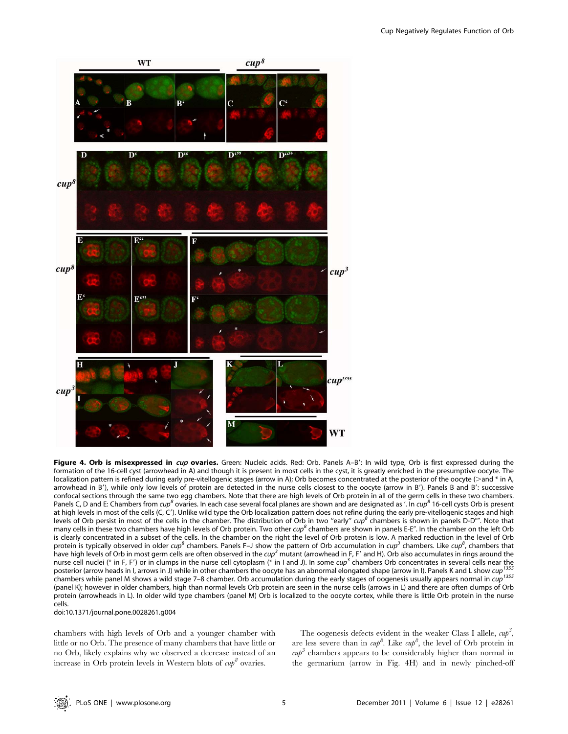**Figure 4. Orb is misexpressed in *cup* ovaries.** Green: Nucleic acids. Red: Orb. Panels A–B′: In wild type, Orb is first expressed during the formation of the 16-cell cyst (arrowhead in A) and though it is present in most cells in the cyst, it is greatly enriched in the presumptive oocyte. The localization pattern is refined during early pre-vitellogenic stages (arrow in A); Orb becomes concentrated at the posterior of the oocyte (>and * in A, arrowhead in B′), while only low levels of protein are detected in the nurse cells closest to the oocyte (arrow in B′). Panels B and B′: successive confocal sections through the same two egg chambers. Note that there are high levels of Orb protein in all of the germ cells in these two chambers. Panels C, D and E: Chambers from $cup^8$ ovaries. In each case several focal planes are shown and are designated as ′. In $cup^8$ 16-cell cysts Orb is present at high levels in most of the cells (C, C′). Unlike wild type the Orb localization pattern does not refine during the early pre-vitellogenic stages and high levels of Orb persist in most of the cells in the chamber. The distribution of Orb in two "early" $cup^8$ chambers is shown in panels D-D″″. Note that many cells in these two chambers have high levels of Orb protein. Two other $cup^8$ chambers are shown in panels E-E″. In the chamber on the left Orb is clearly concentrated in a subset of the cells. In the chamber on the right the level of Orb protein is low. A marked reduction in the level of Orb protein is typically observed in older $cup^8$ chambers. Panels F–J show the pattern of Orb accumulation in $cup^3$ chambers. Like $cup^8$, chambers that have high levels of Orb in most germ cells are often observed in the $cup^3$ mutant (arrowhead in F, F′ and H). Orb also accumulates in rings around the nurse cell nuclei (* in F, F′) or in clumps in the nurse cell cytoplasm (* in I and J). In some $cup^3$ chambers Orb concentrates in several cells near the posterior (arrow heads in I, arrows in J) while in other chambers the oocyte has an abnormal elongated shape (arrow in I). Panels K and L show $cup^{1355}$ chambers while panel M shows a wild stage 7–8 chamber. Orb accumulation during the early stages of oogenesis usually appears normal in $cup^{1355}$ (panel K); however in older chambers, high than normal levels Orb protein are seen in the nurse cells (arrows in L) and there are often clumps of Orb protein (arrowheads in L). In older wild type chambers (panel M) Orb is localized to the oocyte cortex, while there is little Orb protein in the nurse cells.
doi:10.1371/journal.pone.0028261.g004

chambers with high levels of Orb and a younger chamber with little or no Orb. The presence of many chambers that have little or no Orb, likely explains why we observed a decrease instead of an increase in Orb protein levels in Western blots of $cup^8$ ovaries.

The oogenesis defects evident in the weaker Class I allele, $cup^3$, are less severe than in $cup^8$. Like $cup^8$, the level of Orb protein in $cup^3$ chambers appears to be considerably higher than normal in the germarium (arrow in Fig. 4H) and in newly pinched-off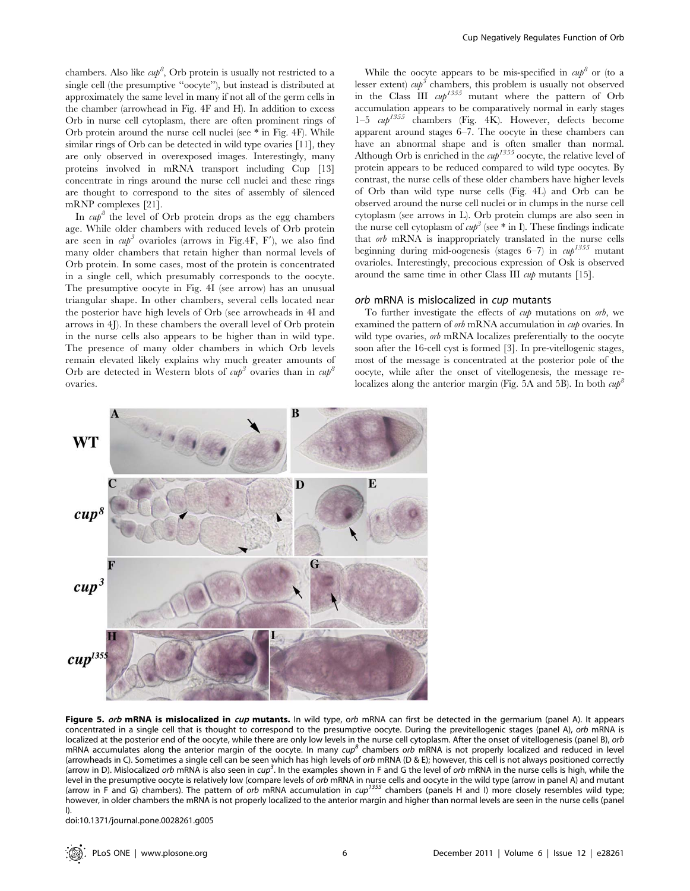chambers. Also like $cup^8$, Orb protein is usually not restricted to a single cell (the presumptive "oocyte"), but instead is distributed at approximately the same level in many if not all of the germ cells in the chamber (arrowhead in Fig. 4F and H). In addition to excess Orb in nurse cell cytoplasm, there are often prominent rings of Orb protein around the nurse cell nuclei (see * in Fig. 4F). While similar rings of Orb can be detected in wild type ovaries [11], they are only observed in overexposed images. Interestingly, many proteins involved in mRNA transport including Cup [13] concentrate in rings around the nurse cell nuclei and these rings are thought to correspond to the sites of assembly of silenced mRNP complexes [21].

In $cup^3$ the level of Orb protein drops as the egg chambers age. While older chambers with reduced levels of Orb protein are seen in $cup^3$ ovarioles (arrows in Fig.4F, F′), we also find many older chambers that retain higher than normal levels of Orb protein. In some cases, most of the protein is concentrated in a single cell, which presumably corresponds to the oocyte. The presumptive oocyte in Fig. 4I (see arrow) has an unusual triangular shape. In other chambers, several cells located near the posterior have high levels of Orb (see arrowheads in 4I and arrows in 4J). In these chambers the overall level of Orb protein in the nurse cells also appears to be higher than in wild type. The presence of many older chambers in which Orb levels remain elevated likely explains why much greater amounts of Orb are detected in Western blots of $cup^3$ ovaries than in $cup^8$ ovaries.

While the oocyte appears to be mis-specified in $cup^8$ or (to a lesser extent) $cup^3$ chambers, this problem is usually not observed in the Class III $cup^{1355}$ mutant where the pattern of Orb accumulation appears to be comparatively normal in early stages 1–5 $cup^{1355}$ chambers (Fig. 4K). However, defects become apparent around stages 6–7. The oocyte in these chambers can have an abnormal shape and is often smaller than normal. Although Orb is enriched in the $cup^{1355}$ oocyte, the relative level of protein appears to be reduced compared to wild type oocytes. By contrast, the nurse cells of these older chambers have higher levels of Orb than wild type nurse cells (Fig. 4L) and Orb can be observed around the nurse cell nuclei or in clumps in the nurse cell cytoplasm (see arrows in L). Orb protein clumps are also seen in the nurse cell cytoplasm of $cup^3$ (see * in I). These findings indicate that *orb* mRNA is inappropriately translated in the nurse cells beginning during mid-oogenesis (stages 6–7) in $cup^{1355}$ mutant ovarioles. Interestingly, precocious expression of Osk is observed around the same time in other Class III *cup* mutants [15].

### *orb* mRNA is mislocalized in *cup* mutants

To further investigate the effects of *cup* mutations on *orb*, we examined the pattern of *orb* mRNA accumulation in *cup* ovaries. In wild type ovaries, *orb* mRNA localizes preferentially to the oocyte soon after the 16-cell cyst is formed [3]. In pre-vitellogenic stages, most of the message is concentrated at the posterior pole of the oocyte, while after the onset of vitellogenesis, the message re-localizes along the anterior margin (Fig. 5A and 5B). In both $cup^8$

**Figure 5. *orb* mRNA is mislocalized in *cup* mutants.** In wild type, *orb* mRNA can first be detected in the germarium (panel A). It appears concentrated in a single cell that is thought to correspond to the presumptive oocyte. During the previtellogenic stages (panel A), *orb* mRNA is localized at the posterior end of the oocyte, while there are only low levels in the nurse cell cytoplasm. After the onset of vitellogenesis (panel B), *orb* mRNA accumulates along the anterior margin of the oocyte. In many $cup^8$ chambers *orb* mRNA is not properly localized and reduced in level (arrowheads in C). Sometimes a single cell can be seen which has high levels of *orb* mRNA (D & E); however, this cell is not always positioned correctly (arrow in D). Mislocalized *orb* mRNA is also seen in $cup^3$. In the examples shown in F and G the level of *orb* mRNA in the nurse cells is high, while the level in the presumptive oocyte is relatively low (compare levels of *orb* mRNA in nurse cells and oocyte in the wild type (arrow in panel A) and mutant (arrow in F and G) chambers). The pattern of *orb* mRNA accumulation in $cup^{1355}$ chambers (panels H and I) more closely resembles wild type; however, in older chambers the mRNA is not properly localized to the anterior margin and higher than normal levels are seen in the nurse cells (panel I).

doi:10.1371/journal.pone.0028261.g005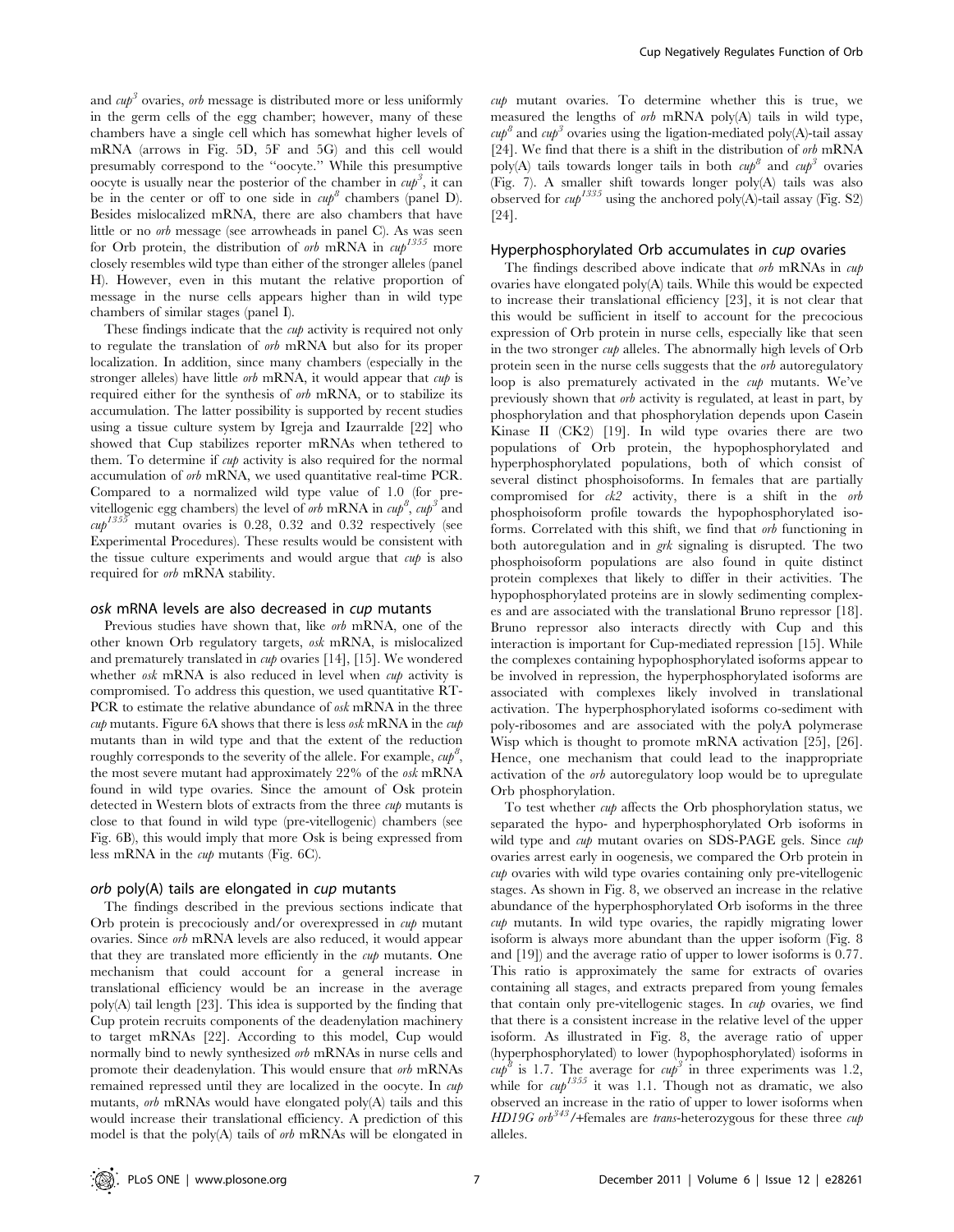and $cup^3$ ovaries, *orb* message is distributed more or less uniformly in the germ cells of the egg chamber; however, many of these chambers have a single cell which has somewhat higher levels of mRNA (arrows in Fig. 5D, 5F and 5G) and this cell would presumably correspond to the "oocyte." While this presumptive oocyte is usually near the posterior of the chamber in $cup^3$, it can be in the center or off to one side in $cup^8$ chambers (panel D). Besides mislocalized mRNA, there are also chambers that have little or no *orb* message (see arrowheads in panel C). As was seen for Orb protein, the distribution of *orb* mRNA in $cup^{1355}$ more closely resembles wild type than either of the stronger alleles (panel H). However, even in this mutant the relative proportion of message in the nurse cells appears higher than in wild type chambers of similar stages (panel I).

These findings indicate that the *cup* activity is required not only to regulate the translation of *orb* mRNA but also for its proper localization. In addition, since many chambers (especially in the stronger alleles) have little *orb* mRNA, it would appear that *cup* is required either for the synthesis of *orb* mRNA, or to stabilize its accumulation. The latter possibility is supported by recent studies using a tissue culture system by Igreja and Izaurralde [22] who showed that Cup stabilizes reporter mRNAs when tethered to them. To determine if *cup* activity is also required for the normal accumulation of *orb* mRNA, we used quantitative real-time PCR. Compared to a normalized wild type value of 1.0 (for pre-vitellogenic egg chambers) the level of *orb* mRNA in $cup^8$, $cup^3$ and $cup^{1355}$ mutant ovaries is 0.28, 0.32 and 0.32 respectively (see Experimental Procedures). These results would be consistent with the tissue culture experiments and would argue that *cup* is also required for *orb* mRNA stability.

### *osk* mRNA levels are also decreased in *cup* mutants

Previous studies have shown that, like *orb* mRNA, one of the other known Orb regulatory targets, *osk* mRNA, is mislocalized and prematurely translated in *cup* ovaries [14], [15]. We wondered whether *osk* mRNA is also reduced in level when *cup* activity is compromised. To address this question, we used quantitative RT-PCR to estimate the relative abundance of *osk* mRNA in the three *cup* mutants. Figure 6A shows that there is less *osk* mRNA in the *cup* mutants than in wild type and that the extent of the reduction roughly corresponds to the severity of the allele. For example, $cup^8$, the most severe mutant had approximately 22% of the *osk* mRNA found in wild type ovaries. Since the amount of Osk protein detected in Western blots of extracts from the three *cup* mutants is close to that found in wild type (pre-vitellogenic) chambers (see Fig. 6B), this would imply that more Osk is being expressed from less mRNA in the *cup* mutants (Fig. 6C).

### *orb* poly(A) tails are elongated in *cup* mutants

The findings described in the previous sections indicate that Orb protein is precociously and/or overexpressed in *cup* mutant ovaries. Since *orb* mRNA levels are also reduced, it would appear that they are translated more efficiently in the *cup* mutants. One mechanism that could account for a general increase in translational efficiency would be an increase in the average poly(A) tail length [23]. This idea is supported by the finding that Cup protein recruits components of the deadenylation machinery to target mRNAs [22]. According to this model, Cup would normally bind to newly synthesized *orb* mRNAs in nurse cells and promote their deadenylation. This would ensure that *orb* mRNAs remained repressed until they are localized in the oocyte. In *cup* mutants, *orb* mRNAs would have elongated poly(A) tails and this would increase their translational efficiency. A prediction of this model is that the poly(A) tails of *orb* mRNAs will be elongated in *cup* mutant ovaries. To determine whether this is true, we measured the lengths of *orb* mRNA poly(A) tails in wild type, $cup^8$ and $cup^3$ ovaries using the ligation-mediated poly(A)-tail assay [24]. We find that there is a shift in the distribution of *orb* mRNA poly(A) tails towards longer tails in both $cup^8$ and $cup^3$ ovaries (Fig. 7). A smaller shift towards longer poly(A) tails was also observed for $cup^{1335}$ using the anchored poly(A)-tail assay (Fig. S2) [24].

### Hyperphosphorylated Orb accumulates in *cup* ovaries

The findings described above indicate that *orb* mRNAs in *cup* ovaries have elongated poly(A) tails. While this would be expected to increase their translational efficiency [23], it is not clear that this would be sufficient in itself to account for the precocious expression of Orb protein in nurse cells, especially like that seen in the two stronger *cup* alleles. The abnormally high levels of Orb protein seen in the nurse cells suggests that the *orb* autoregulatory loop is also prematurely activated in the *cup* mutants. We've previously shown that *orb* activity is regulated, at least in part, by phosphorylation and that phosphorylation depends upon Casein Kinase II (CK2) [19]. In wild type ovaries there are two populations of Orb protein, the hypophosphorylated and hyperphosphorylated populations, both of which consist of several distinct phosphoisoforms. In females that are partially compromised for *ck2* activity, there is a shift in the *orb* phosphoisoform profile towards the hypophosphorylated isoforms. Correlated with this shift, we find that *orb* functioning in both autoregulation and in *grk* signaling is disrupted. The two phosphoisoform populations are also found in quite distinct protein complexes that likely to differ in their activities. The hypophosphorylated proteins are in slowly sedimenting complexes and are associated with the translational Bruno repressor [18]. Bruno repressor also interacts directly with Cup and this interaction is important for Cup-mediated repression [15]. While the complexes containing hypophosphorylated isoforms appear to be involved in repression, the hyperphosphorylated isoforms are associated with complexes likely involved in translational activation. The hyperphosphorylated isoforms co-sediment with poly-ribosomes and are associated with the polyA polymerase Wisp which is thought to promote mRNA activation [25], [26]. Hence, one mechanism that could lead to the inappropriate activation of the *orb* autoregulatory loop would be to upregulate Orb phosphorylation.

To test whether *cup* affects the Orb phosphorylation status, we separated the hypo- and hyperphosphorylated Orb isoforms in wild type and *cup* mutant ovaries on SDS-PAGE gels. Since *cup* ovaries arrest early in oogenesis, we compared the Orb protein in *cup* ovaries with wild type ovaries containing only pre-vitellogenic stages. As shown in Fig. 8, we observed an increase in the relative abundance of the hyperphosphorylated Orb isoforms in the three *cup* mutants. In wild type ovaries, the rapidly migrating lower isoform is always more abundant than the upper isoform (Fig. 8 and [19]) and the average ratio of upper to lower isoforms is 0.77. This ratio is approximately the same for extracts of ovaries containing all stages, and extracts prepared from young females that contain only pre-vitellogenic stages. In *cup* ovaries, we find that there is a consistent increase in the relative level of the upper isoform. As illustrated in Fig. 8, the average ratio of upper (hyperphosphorylated) to lower (hypophosphorylated) isoforms in $cup^8$ is 1.7. The average for $cup^3$ in three experiments was 1.2, while for $cup^{1355}$ it was 1.1. Though not as dramatic, we also observed an increase in the ratio of upper to lower isoforms when *HD19G* $orb^{343}$/+females are *trans*-heterozygous for these three *cup* alleles.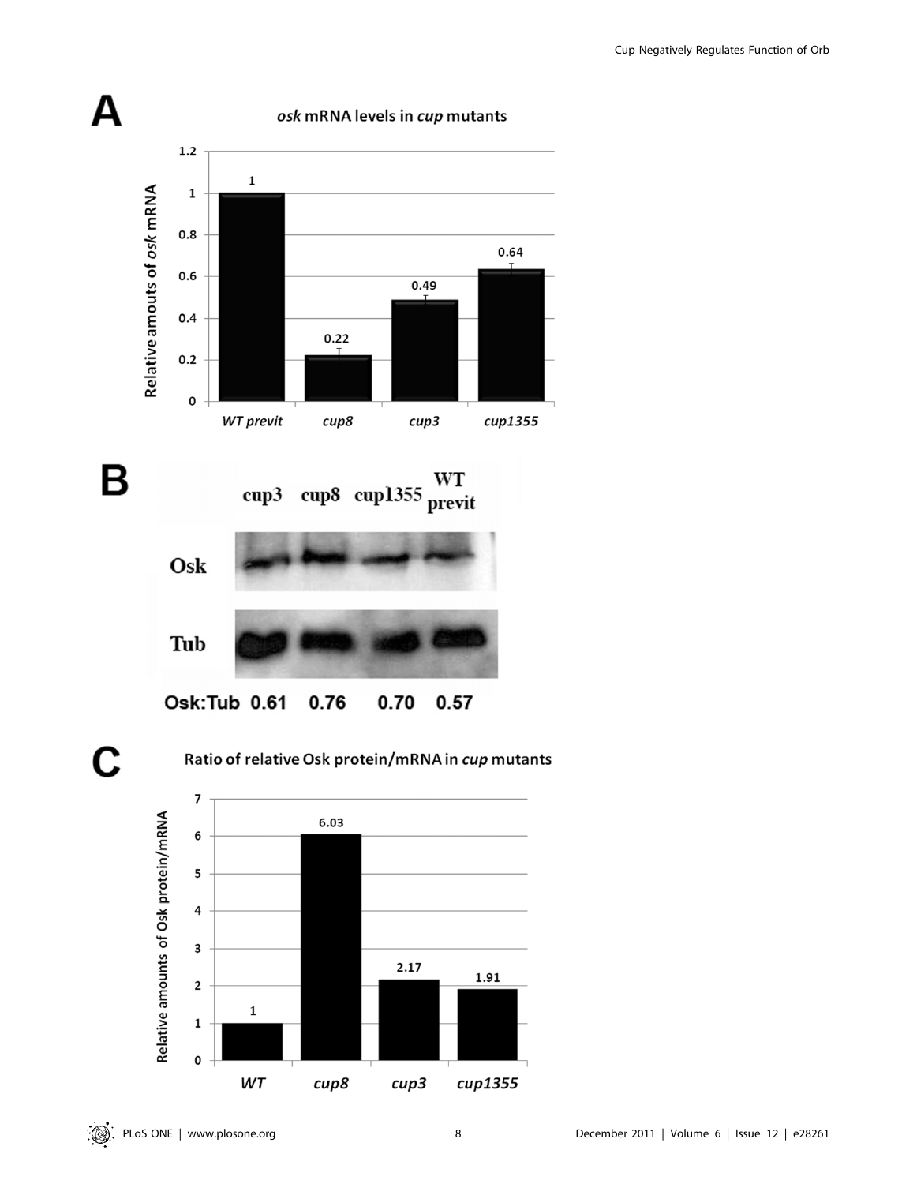**A**

*osk* mRNA levels in *cup* mutants

| | WT previt | cup8 | cup3 | cup1355 |
|---|---|---|---|---|
| Relative amouts of *osk* mRNA | 1 | 0.22 | 0.49 | 0.64 |

**B**

| | cup3 | cup8 | cup1355 | WT previt |
|---|---|---|---|---|
| Osk:Tub | 0.61 | 0.76 | 0.70 | 0.57 |

**C**

Ratio of relative Osk protein/mRNA in *cup* mutants

| | WT | cup8 | cup3 | cup1355 |
|---|---|---|---|---|
| Relative amounts of Osk protein/mRNA | 1 | 6.03 | 2.17 | 1.91 |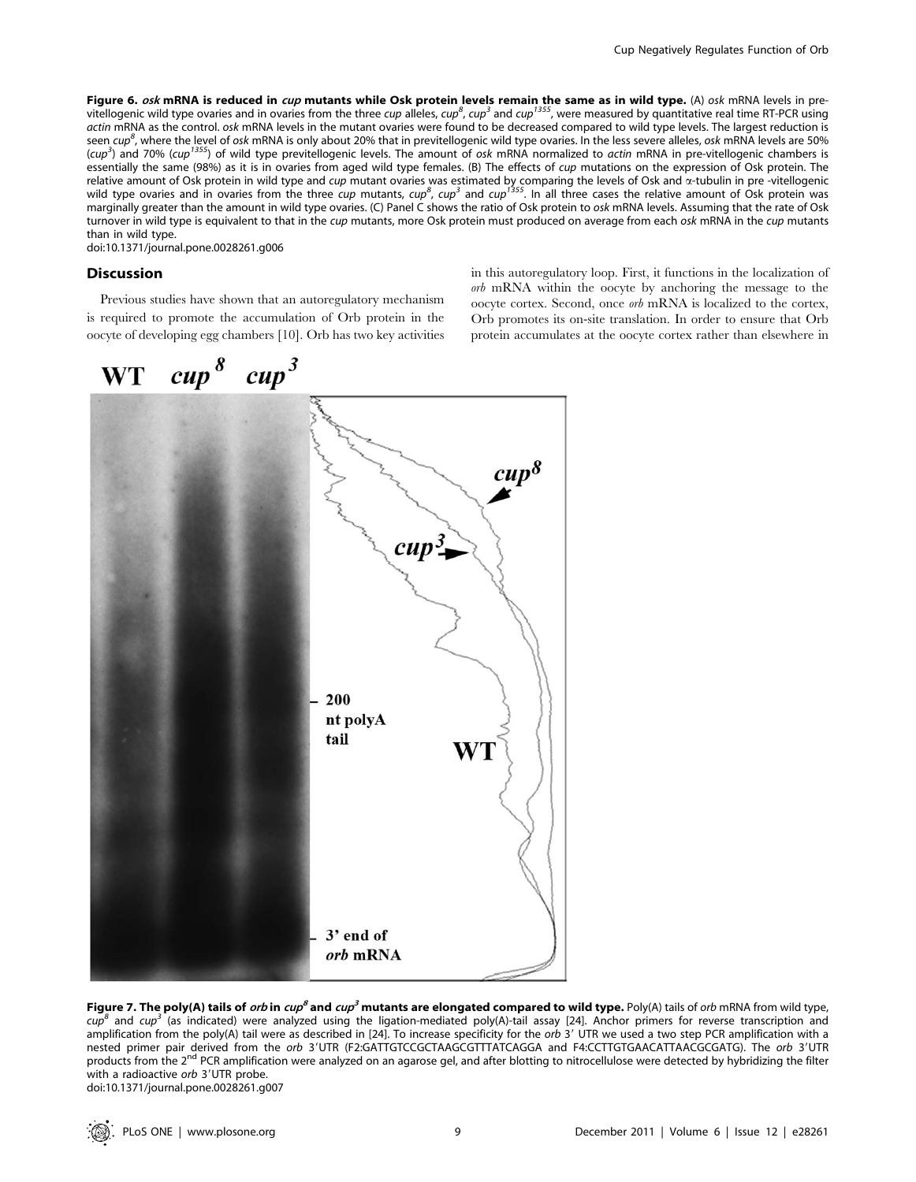**Figure 6. *osk* mRNA is reduced in *cup* mutants while Osk protein levels remain the same as in wild type.** (A) *osk* mRNA levels in pre-vitellogenic wild type ovaries and in ovaries from the three *cup* alleles, *cup*[8], *cup*[3] and *cup*[1355], were measured by quantitative real time RT-PCR using *actin* mRNA as the control. *osk* mRNA levels in the mutant ovaries were found to be decreased compared to wild type levels. The largest reduction is seen *cup*[8], where the level of *osk* mRNA is only about 20% that in previtellogenic wild type ovaries. In the less severe alleles, *osk* mRNA levels are 50% (*cup*[3]) and 70% (*cup*[1355]) of wild type previtellogenic levels. The amount of *osk* mRNA normalized to *actin* mRNA in pre-vitellogenic chambers is essentially the same (98%) as it is in ovaries from aged wild type females. (B) The effects of *cup* mutations on the expression of Osk protein. The relative amount of Osk protein in wild type and *cup* mutant ovaries was estimated by comparing the levels of Osk and α-tubulin in pre -vitellogenic wild type ovaries and in ovaries from the three *cup* mutants, *cup*[8], *cup*[3] and *cup*[1355]. In all three cases the relative amount of Osk protein was marginally greater than the amount in wild type ovaries. (C) Panel C shows the ratio of Osk protein to *osk* mRNA levels. Assuming that the rate of Osk turnover in wild type is equivalent to that in the *cup* mutants, more Osk protein must produced on average from each *osk* mRNA in the *cup* mutants than in wild type.
doi:10.1371/journal.pone.0028261.g006

## Discussion

Previous studies have shown that an autoregulatory mechanism is required to promote the accumulation of Orb protein in the oocyte of developing egg chambers [10]. Orb has two key activities in this autoregulatory loop. First, it functions in the localization of *orb* mRNA within the oocyte by anchoring the message to the oocyte cortex. Second, once *orb* mRNA is localized to the cortex, Orb promotes its on-site translation. In order to ensure that Orb protein accumulates at the oocyte cortex rather than elsewhere in

**Figure 7. The poly(A) tails of *orb* in *cup*[8] and *cup*[3] mutants are elongated compared to wild type.** Poly(A) tails of *orb* mRNA from wild type, *cup*[8] and *cup*[3] (as indicated) were analyzed using the ligation-mediated poly(A)-tail assay [24]. Anchor primers for reverse transcription and amplification from the poly(A) tail were as described in [24]. To increase specificity for the *orb* 3′ UTR we used a two step PCR amplification with a nested primer pair derived from the *orb* 3′UTR (F2:GATTGTCCGCTAAGCGTTTATCAGGA and F4:CCTTGTGAACATTAACGCGATG). The *orb* 3′UTR products from the 2[nd] PCR amplification were analyzed on an agarose gel, and after blotting to nitrocellulose were detected by hybridizing the filter with a radioactive *orb* 3′UTR probe.
doi:10.1371/journal.pone.0028261.g007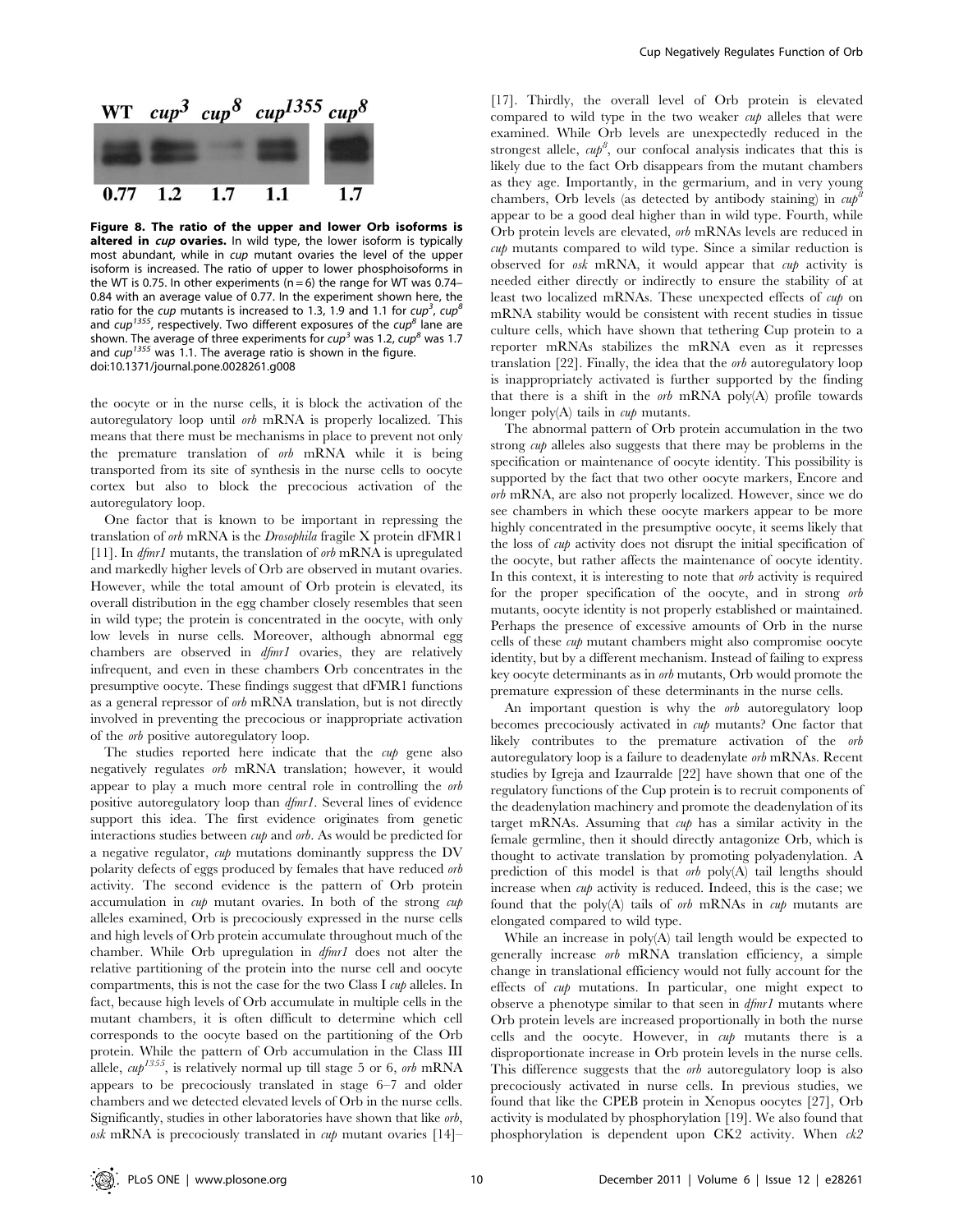WT $cup^3$ $cup^8$ $cup^{1355}$ $cup^8$

0.77 1.2 1.7 1.1 1.7

**Figure 8. The ratio of the upper and lower Orb isoforms is altered in *cup* ovaries.** In wild type, the lower isoform is typically most abundant, while in *cup* mutant ovaries the level of the upper isoform is increased. The ratio of upper to lower phosphoisoforms in the WT is 0.75. In other experiments (n = 6) the range for WT was 0.74–0.84 with an average value of 0.77. In the experiment shown here, the ratio for the *cup* mutants is increased to 1.3, 1.9 and 1.1 for $cup^3$, $cup^8$ and $cup^{1355}$, respectively. Two different exposures of the $cup^8$ lane are shown. The average of three experiments for $cup^3$ was 1.2, $cup^8$ was 1.7 and $cup^{1355}$ was 1.1. The average ratio is shown in the figure.
doi:10.1371/journal.pone.0028261.g008

the oocyte or in the nurse cells, it is block the activation of the autoregulatory loop until *orb* mRNA is properly localized. This means that there must be mechanisms in place to prevent not only the premature translation of *orb* mRNA while it is being transported from its site of synthesis in the nurse cells to oocyte cortex but also to block the precocious activation of the autoregulatory loop.

One factor that is known to be important in repressing the translation of *orb* mRNA is the *Drosophila* fragile X protein dFMR1 [11]. In *dfmr1* mutants, the translation of *orb* mRNA is upregulated and markedly higher levels of Orb are observed in mutant ovaries. However, while the total amount of Orb protein is elevated, its overall distribution in the egg chamber closely resembles that seen in wild type; the protein is concentrated in the oocyte, with only low levels in nurse cells. Moreover, although abnormal egg chambers are observed in *dfmr1* ovaries, they are relatively infrequent, and even in these chambers Orb concentrates in the presumptive oocyte. These findings suggest that dFMR1 functions as a general repressor of *orb* mRNA translation, but is not directly involved in preventing the precocious or inappropriate activation of the *orb* positive autoregulatory loop.

The studies reported here indicate that the *cup* gene also negatively regulates *orb* mRNA translation; however, it would appear to play a much more central role in controlling the *orb* positive autoregulatory loop than *dfmr1*. Several lines of evidence support this idea. The first evidence originates from genetic interactions studies between *cup* and *orb*. As would be predicted for a negative regulator, *cup* mutations dominantly suppress the DV polarity defects of eggs produced by females that have reduced *orb* activity. The second evidence is the pattern of Orb protein accumulation in *cup* mutant ovaries. In both of the strong *cup* alleles examined, Orb is precociously expressed in the nurse cells and high levels of Orb protein accumulate throughout much of the chamber. While Orb upregulation in *dfmr1* does not alter the relative partitioning of the protein into the nurse cell and oocyte compartments, this is not the case for the two Class I *cup* alleles. In fact, because high levels of Orb accumulate in multiple cells in the mutant chambers, it is often difficult to determine which cell corresponds to the oocyte based on the partitioning of the Orb protein. While the pattern of Orb accumulation in the Class III allele, $cup^{1355}$, is relatively normal up till stage 5 or 6, *orb* mRNA appears to be precociously translated in stage 6–7 and older chambers and we detected elevated levels of Orb in the nurse cells. Significantly, studies in other laboratories have shown that like *orb*, *osk* mRNA is precociously translated in *cup* mutant ovaries [14]–[17]. Thirdly, the overall level of Orb protein is elevated compared to wild type in the two weaker *cup* alleles that were examined. While Orb levels are unexpectedly reduced in the strongest allele, $cup^8$, our confocal analysis indicates that this is likely due to the fact Orb disappears from the mutant chambers as they age. Importantly, in the germarium, and in very young chambers, Orb levels (as detected by antibody staining) in $cup^8$ appear to be a good deal higher than in wild type. Fourth, while Orb protein levels are elevated, *orb* mRNAs levels are reduced in *cup* mutants compared to wild type. Since a similar reduction is observed for *osk* mRNA, it would appear that *cup* activity is needed either directly or indirectly to ensure the stability of at least two localized mRNAs. These unexpected effects of *cup* on mRNA stability would be consistent with recent studies in tissue culture cells, which have shown that tethering Cup protein to a reporter mRNAs stabilizes the mRNA even as it represses translation [22]. Finally, the idea that the *orb* autoregulatory loop is inappropriately activated is further supported by the finding that there is a shift in the *orb* mRNA poly(A) profile towards longer poly(A) tails in *cup* mutants.

The abnormal pattern of Orb protein accumulation in the two strong *cup* alleles also suggests that there may be problems in the specification or maintenance of oocyte identity. This possibility is supported by the fact that two other oocyte markers, Encore and *orb* mRNA, are also not properly localized. However, since we do see chambers in which these oocyte markers appear to be more highly concentrated in the presumptive oocyte, it seems likely that the loss of *cup* activity does not disrupt the initial specification of the oocyte, but rather affects the maintenance of oocyte identity. In this context, it is interesting to note that *orb* activity is required for the proper specification of the oocyte, and in strong *orb* mutants, oocyte identity is not properly established or maintained. Perhaps the presence of excessive amounts of Orb in the nurse cells of these *cup* mutant chambers might also compromise oocyte identity, but by a different mechanism. Instead of failing to express key oocyte determinants as in *orb* mutants, Orb would promote the premature expression of these determinants in the nurse cells.

An important question is why the *orb* autoregulatory loop becomes precociously activated in *cup* mutants? One factor that likely contributes to the premature activation of the *orb* autoregulatory loop is a failure to deadenylate *orb* mRNAs. Recent studies by Igreja and Izaurralde [22] have shown that one of the regulatory functions of the Cup protein is to recruit components of the deadenylation machinery and promote the deadenylation of its target mRNAs. Assuming that *cup* has a similar activity in the female germline, then it should directly antagonize Orb, which is thought to activate translation by promoting polyadenylation. A prediction of this model is that *orb* poly(A) tail lengths should increase when *cup* activity is reduced. Indeed, this is the case; we found that the poly(A) tails of *orb* mRNAs in *cup* mutants are elongated compared to wild type.

While an increase in poly(A) tail length would be expected to generally increase *orb* mRNA translation efficiency, a simple change in translational efficiency would not fully account for the effects of *cup* mutations. In particular, one might expect to observe a phenotype similar to that seen in *dfmr1* mutants where Orb protein levels are increased proportionally in both the nurse cells and the oocyte. However, in *cup* mutants there is a disproportionate increase in Orb protein levels in the nurse cells. This difference suggests that the *orb* autoregulatory loop is also precociously activated in nurse cells. In previous studies, we found that like the CPEB protein in Xenopus oocytes [27], Orb activity is modulated by phosphorylation [19]. We also found that phosphorylation is dependent upon CK2 activity. When *ck2*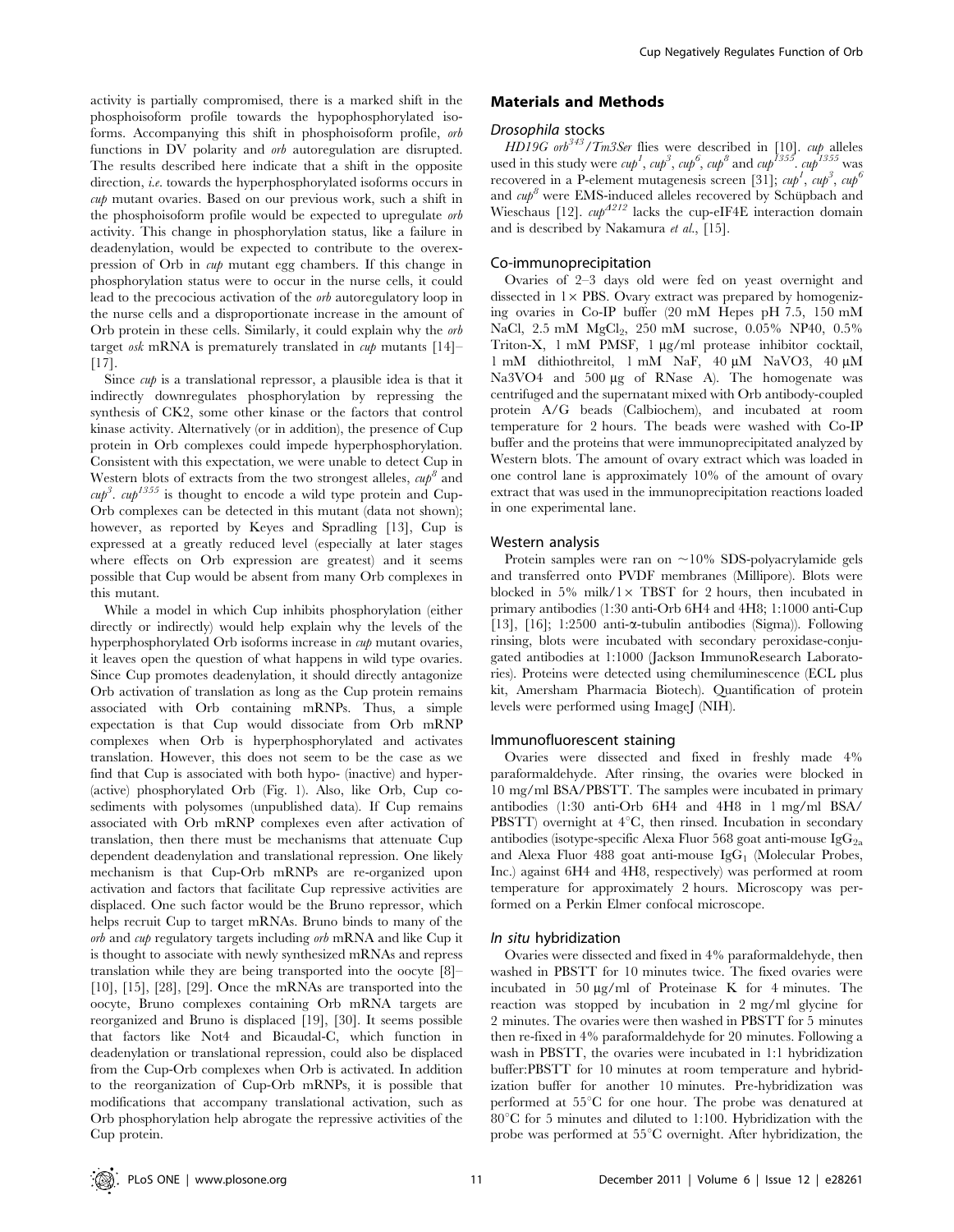activity is partially compromised, there is a marked shift in the phosphoisoform profile towards the hypophosphorylated isoforms. Accompanying this shift in phosphoisoform profile, *orb* functions in DV polarity and *orb* autoregulation are disrupted. The results described here indicate that a shift in the opposite direction, *i.e.* towards the hyperphosphorylated isoforms occurs in *cup* mutant ovaries. Based on our previous work, such a shift in the phosphoisoform profile would be expected to upregulate *orb* activity. This change in phosphorylation status, like a failure in deadenylation, would be expected to contribute to the overexpression of Orb in *cup* mutant egg chambers. If this change in phosphorylation status were to occur in the nurse cells, it could lead to the precocious activation of the *orb* autoregulatory loop in the nurse cells and a disproportionate increase in the amount of Orb protein in these cells. Similarly, it could explain why the *orb* target *osk* mRNA is prematurely translated in *cup* mutants [14]–[17].

Since *cup* is a translational repressor, a plausible idea is that it indirectly downregulates phosphorylation by repressing the synthesis of CK2, some other kinase or the factors that control kinase activity. Alternatively (or in addition), the presence of Cup protein in Orb complexes could impede hyperphosphorylation. Consistent with this expectation, we were unable to detect Cup in Western blots of extracts from the two strongest alleles, $cup^{8}$ and $cup^{3}$. $cup^{1355}$ is thought to encode a wild type protein and Cup-Orb complexes can be detected in this mutant (data not shown); however, as reported by Keyes and Spradling [13], Cup is expressed at a greatly reduced level (especially at later stages where effects on Orb expression are greatest) and it seems possible that Cup would be absent from many Orb complexes in this mutant.

While a model in which Cup inhibits phosphorylation (either directly or indirectly) would help explain why the levels of the hyperphosphorylated Orb isoforms increase in *cup* mutant ovaries, it leaves open the question of what happens in wild type ovaries. Since Cup promotes deadenylation, it should directly antagonize Orb activation of translation as long as the Cup protein remains associated with Orb containing mRNPs. Thus, a simple expectation is that Cup would dissociate from Orb mRNP complexes when Orb is hyperphosphorylated and activates translation. However, this does not seem to be the case as we find that Cup is associated with both hypo- (inactive) and hyper- (active) phosphorylated Orb (Fig. 1). Also, like Orb, Cup cosediments with polysomes (unpublished data). If Cup remains associated with Orb mRNP complexes even after activation of translation, then there must be mechanisms that attenuate Cup dependent deadenylation and translational repression. One likely mechanism is that Cup-Orb mRNPs are re-organized upon activation and factors that facilitate Cup repressive activities are displaced. One such factor would be the Bruno repressor, which helps recruit Cup to target mRNAs. Bruno binds to many of the *orb* and *cup* regulatory targets including *orb* mRNA and like Cup it is thought to associate with newly synthesized mRNAs and repress translation while they are being transported into the oocyte [8]–[10], [15], [28], [29]. Once the mRNAs are transported into the oocyte, Bruno complexes containing Orb mRNA targets are reorganized and Bruno is displaced [19], [30]. It seems possible that factors like Not4 and Bicaudal-C, which function in deadenylation or translational repression, could also be displaced from the Cup-Orb complexes when Orb is activated. In addition to the reorganization of Cup-Orb mRNPs, it is possible that modifications that accompany translational activation, such as Orb phosphorylation help abrogate the repressive activities of the Cup protein.

## Materials and Methods

### Drosophila stocks

$HD19G\ orb^{343}/Tm3Ser$ flies were described in [10]. *cup* alleles used in this study were $cup^{1}$, $cup^{3}$, $cup^{6}$, $cup^{8}$ and $cup^{1355}$. $cup^{1355}$ was recovered in a P-element mutagenesis screen [31]; $cup^{1}$, $cup^{3}$, $cup^{6}$ and $cup^{8}$ were EMS-induced alleles recovered by Schüpbach and Wieschaus [12]. $cup^{A212}$ lacks the cup-eIF4E interaction domain and is described by Nakamura *et al.*, [15].

### Co-immunoprecipitation

Ovaries of 2–3 days old were fed on yeast overnight and dissected in 1× PBS. Ovary extract was prepared by homogenizing ovaries in Co-IP buffer (20 mM Hepes pH 7.5, 150 mM NaCl, 2.5 mM $MgCl_2$, 250 mM sucrose, 0.05% NP40, 0.5% Triton-X, 1 mM PMSF, 1 µg/ml protease inhibitor cocktail, 1 mM dithiothreitol, 1 mM NaF, 40 µM $NaVO_3$, 40 µM $Na_3VO_4$ and 500 µg of RNase A). The homogenate was centrifuged and the supernatant mixed with Orb antibody-coupled protein A/G beads (Calbiochem), and incubated at room temperature for 2 hours. The beads were washed with Co-IP buffer and the proteins that were immunoprecipitated analyzed by Western blots. The amount of ovary extract which was loaded in one control lane is approximately 10% of the amount of ovary extract that was used in the immunoprecipitation reactions loaded in one experimental lane.

### Western analysis

Protein samples were ran on ~10% SDS-polyacrylamide gels and transferred onto PVDF membranes (Millipore). Blots were blocked in 5% milk/1× TBST for 2 hours, then incubated in primary antibodies (1:30 anti-Orb 6H4 and 4H8; 1:1000 anti-Cup [13], [16]; 1:2500 anti-α-tubulin antibodies (Sigma)). Following rinsing, blots were incubated with secondary peroxidase-conjugated antibodies at 1:1000 (Jackson ImmunoResearch Laboratories). Proteins were detected using chemiluminescence (ECL plus kit, Amersham Pharmacia Biotech). Quantification of protein levels were performed using ImageJ (NIH).

### Immunofluorescent staining

Ovaries were dissected and fixed in freshly made 4% paraformaldehyde. After rinsing, the ovaries were blocked in 10 mg/ml BSA/PBSTT. The samples were incubated in primary antibodies (1:30 anti-Orb 6H4 and 4H8 in 1 mg/ml BSA/PBSTT) overnight at 4°C, then rinsed. Incubation in secondary antibodies (isotype-specific Alexa Fluor 568 goat anti-mouse $IgG_{2a}$ and Alexa Fluor 488 goat anti-mouse $IgG_1$ (Molecular Probes, Inc.) against 6H4 and 4H8, respectively) was performed at room temperature for approximately 2 hours. Microscopy was performed on a Perkin Elmer confocal microscope.

### In situ hybridization

Ovaries were dissected and fixed in 4% paraformaldehyde, then washed in PBSTT for 10 minutes twice. The fixed ovaries were incubated in 50 µg/ml of Proteinase K for 4 minutes. The reaction was stopped by incubation in 2 mg/ml glycine for 2 minutes. The ovaries were then washed in PBSTT for 5 minutes then re-fixed in 4% paraformaldehyde for 20 minutes. Following a wash in PBSTT, the ovaries were incubated in 1:1 hybridization buffer:PBSTT for 10 minutes at room temperature and hybridization buffer for another 10 minutes. Pre-hybridization was performed at 55°C for one hour. The probe was denatured at 80°C for 5 minutes and diluted to 1:100. Hybridization with the probe was performed at 55°C overnight. After hybridization, the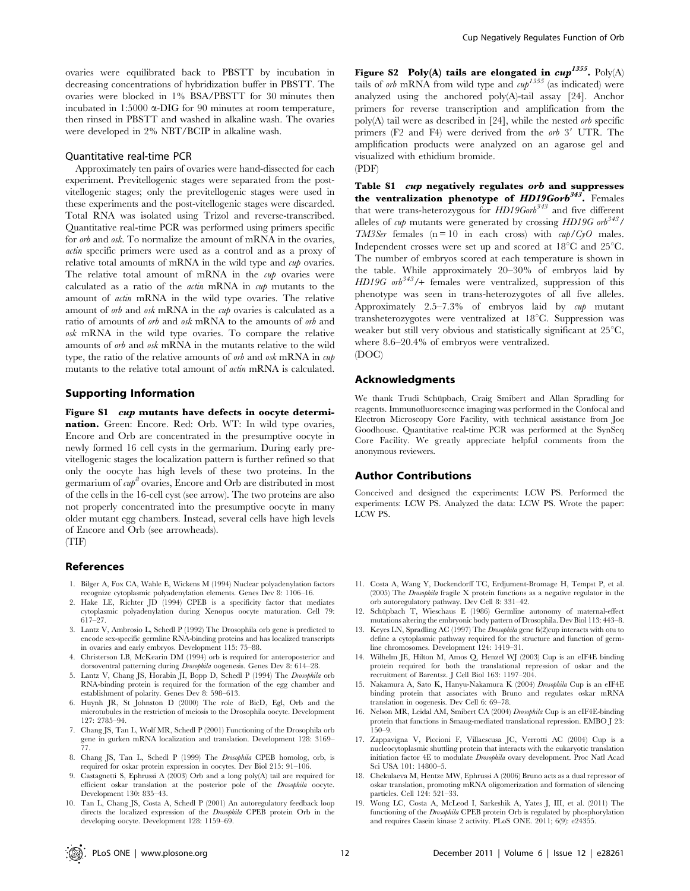ovaries were equilibrated back to PBSTT by incubation in decreasing concentrations of hybridization buffer in PBSTT. The ovaries were blocked in 1% BSA/PBSTT for 30 minutes then incubated in 1:5000 α-DIG for 90 minutes at room temperature, then rinsed in PBSTT and washed in alkaline wash. The ovaries were developed in 2% NBT/BCIP in alkaline wash.

### Quantitative real-time PCR

Approximately ten pairs of ovaries were hand-dissected for each experiment. Previtellogenic stages were separated from the post-vitellogenic stages; only the previtellogenic stages were used in these experiments and the post-vitellogenic stages were discarded. Total RNA was isolated using Trizol and reverse-transcribed. Quantitative real-time PCR was performed using primers specific for *orb* and *osk*. To normalize the amount of mRNA in the ovaries, *actin* specific primers were used as a control and as a proxy of relative total amounts of mRNA in the wild type and *cup* ovaries. The relative total amount of mRNA in the *cup* ovaries were calculated as a ratio of the *actin* mRNA in *cup* mutants to the amount of *actin* mRNA in the wild type ovaries. The relative amount of *orb* and *osk* mRNA in the *cup* ovaries is calculated as a ratio of amounts of *orb* and *osk* mRNA to the amounts of *orb* and *osk* mRNA in the wild type ovaries. To compare the relative amounts of *orb* and *osk* mRNA in the mutants relative to the wild type, the ratio of the relative amounts of *orb* and *osk* mRNA in *cup* mutants to the relative total amount of *actin* mRNA is calculated.

## Supporting Information

**Figure S1** ***cup*** **mutants have defects in oocyte determination.** Green: Encore. Red: Orb. WT: In wild type ovaries, Encore and Orb are concentrated in the presumptive oocyte in newly formed 16 cell cysts in the germarium. During early previtellogenic stages the localization pattern is further refined so that only the oocyte has high levels of these two proteins. In the germarium of $cup^{8}$ ovaries, Encore and Orb are distributed in most of the cells in the 16-cell cyst (see arrow). The two proteins are also not properly concentrated into the presumptive oocyte in many older mutant egg chambers. Instead, several cells have high levels of Encore and Orb (see arrowheads).
(TIF)

**Figure S2** **Poly(A) tails are elongated in** $cup^{1355}$**.** Poly(A) tails of *orb* mRNA from wild type and $cup^{1355}$ (as indicated) were analyzed using the anchored poly(A)-tail assay [24]. Anchor primers for reverse transcription and amplification from the poly(A) tail were as described in [24], while the nested *orb* specific primers (F2 and F4) were derived from the *orb* 3′ UTR. The amplification products were analyzed on an agarose gel and visualized with ethidium bromide.
(PDF)

**Table S1** ***cup*** **negatively regulates** ***orb*** **and suppresses the ventralization phenotype of** $HD19Gorb^{343}$**.** Females that were trans-heterozygous for $HD19Gorb^{343}$ and five different alleles of *cup* mutants were generated by crossing $HD19G\ orb^{343}/TM3Ser$ females (n = 10 in each cross) with *cup/CyO* males. Independent crosses were set up and scored at 18°C and 25°C. The number of embryos scored at each temperature is shown in the table. While approximately 20–30% of embryos laid by $HD19G\ orb^{343}/+$ females were ventralized, suppression of this phenotype was seen in trans-heterozygotes of all five alleles. Approximately 2.5–7.3% of embryos laid by *cup* mutant transheterozygotes were ventralized at 18°C. Suppression was weaker but still very obvious and statistically significant at 25°C, where 8.6–20.4% of embryos were ventralized.
(DOC)

## Acknowledgments

We thank Trudi Schüpbach, Craig Smibert and Allan Spradling for reagents. Immunofluorescence imaging was performed in the Confocal and Electron Microscopy Core Facility, with technical assistance from Joe Goodhouse. Quantitative real-time PCR was performed at the SynSeq Core Facility. We greatly appreciate helpful comments from the anonymous reviewers.

## Author Contributions

Conceived and designed the experiments: LCW PS. Performed the experiments: LCW PS. Analyzed the data: LCW PS. Wrote the paper: LCW PS.

## References

1. Bilger A, Fox CA, Wahle E, Wickens M (1994) Nuclear polyadenylation factors recognize cytoplasmic polyadenylation elements. Genes Dev 8: 1106–16.
2. Hake LE, Richter JD (1994) CPEB is a specificity factor that mediates cytoplasmic polyadenylation during Xenopus oocyte maturation. Cell 79: 617–27.
3. Lantz V, Ambrosio L, Schedl P (1992) The Drosophila orb gene is predicted to encode sex-specific germline RNA-binding proteins and has localized transcripts in ovaries and early embryos. Development 115: 75–88.
4. Christerson LB, McKearin DM (1994) orb is required for anteroposterior and dorsoventral patterning during *Drosophila* oogenesis. Genes Dev 8: 614–28.
5. Lantz V, Chang JS, Horabin JI, Bopp D, Schedl P (1994) The *Drosophila* orb RNA-binding protein is required for the formation of the egg chamber and establishment of polarity. Genes Dev 8: 598–613.
6. Huynh JR, St Johnston D (2000) The role of BicD, Egl, Orb and the microtubules in the restriction of meiosis to the Drosophila oocyte. Development 127: 2785–94.
7. Chang JS, Tan L, Wolf MR, Schedl P (2001) Functioning of the Drosophila orb gene in gurken mRNA localization and translation. Development 128: 3169–77.
8. Chang JS, Tan L, Schedl P (1999) The *Drosophila* CPEB homolog, orb, is required for oskar protein expression in oocytes. Dev Biol 215: 91–106.
9. Castagnetti S, Ephrussi A (2003) Orb and a long poly(A) tail are required for efficient oskar translation at the posterior pole of the *Drosophila* oocyte. Development 130: 835–43.
10. Tan L, Chang JS, Costa A, Schedl P (2001) An autoregulatory feedback loop directs the localized expression of the *Drosophila* CPEB protein Orb in the developing oocyte. Development 128: 1159–69.
11. Costa A, Wang Y, Dockendorff TC, Erdjument-Bromage H, Tempst P, et al. (2005) The *Drosophila* fragile X protein functions as a negative regulator in the orb autoregulatory pathway. Dev Cell 8: 331–42.
12. Schüpbach T, Wieschaus E (1986) Germline autonomy of maternal-effect mutations altering the embryonic body pattern of Drosophila. Dev Biol 113: 443–8.
13. Keyes LN, Spradling AC (1997) The *Drosophila* gene fs(2)cup interacts with otu to define a cytoplasmic pathway required for the structure and function of germ-line chromosomes. Development 124: 1419–31.
14. Wilhelm JE, Hilton M, Amos Q, Henzel WJ (2003) Cup is an eIF4E binding protein required for both the translational repression of oskar and the recruitment of Barentsz. J Cell Biol 163: 1197–204.
15. Nakamura A, Sato K, Hanyu-Nakamura K (2004) *Drosophila* Cup is an eIF4E binding protein that associates with Bruno and regulates oskar mRNA translation in oogenesis. Dev Cell 6: 69–78.
16. Nelson MR, Leidal AM, Smibert CA (2004) *Drosophila* Cup is an eIF4E-binding protein that functions in Smaug-mediated translational repression. EMBO J 23: 150–9.
17. Zappavigna V, Piccioni F, Villaescusa JC, Verrotti AC (2004) Cup is a nucleocytoplasmic shuttling protein that interacts with the eukaryotic translation initiation factor 4E to modulate *Drosophila* ovary development. Proc Natl Acad Sci USA 101: 14800–5.
18. Chekulaeva M, Hentze MW, Ephrussi A (2006) Bruno acts as a dual repressor of oskar translation, promoting mRNA oligomerization and formation of silencing particles. Cell 124: 521–33.
19. Wong LC, Costa A, McLeod I, Sarkeshik A, Yates J, III, et al. (2011) The functioning of the *Drosophila* CPEB protein Orb is regulated by phosphorylation and requires Casein kinase 2 activity. PLoS ONE. 2011; 6(9): e24355.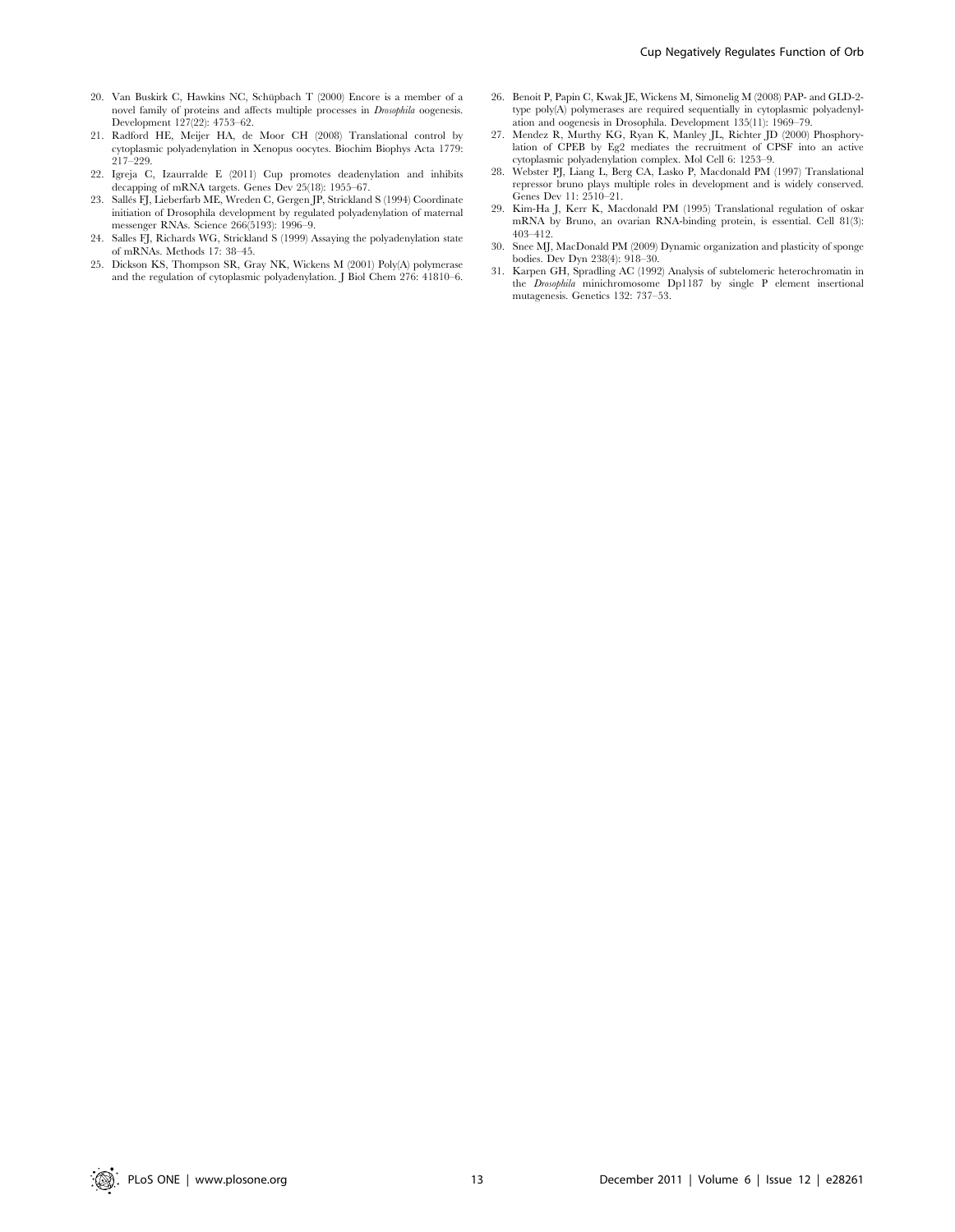20. Van Buskirk C, Hawkins NC, Schüpbach T (2000) Encore is a member of a novel family of proteins and affects multiple processes in *Drosophila* oogenesis. Development 127(22): 4753–62.
21. Radford HE, Meijer HA, de Moor CH (2008) Translational control by cytoplasmic polyadenylation in Xenopus oocytes. Biochim Biophys Acta 1779: 217–229.
22. Igreja C, Izaurralde E (2011) Cup promotes deadenylation and inhibits decapping of mRNA targets. Genes Dev 25(18): 1955–67.
23. Sallés FJ, Lieberfarb ME, Wreden C, Gergen JP, Strickland S (1994) Coordinate initiation of Drosophila development by regulated polyadenylation of maternal messenger RNAs. Science 266(5193): 1996–9.
24. Salles FJ, Richards WG, Strickland S (1999) Assaying the polyadenylation state of mRNAs. Methods 17: 38–45.
25. Dickson KS, Thompson SR, Gray NK, Wickens M (2001) Poly(A) polymerase and the regulation of cytoplasmic polyadenylation. J Biol Chem 276: 41810–6.
26. Benoit P, Papin C, Kwak JE, Wickens M, Simonelig M (2008) PAP- and GLD-2-type poly(A) polymerases are required sequentially in cytoplasmic polyadenylation and oogenesis in Drosophila. Development 135(11): 1969–79.
27. Mendez R, Murthy KG, Ryan K, Manley JL, Richter JD (2000) Phosphorylation of CPEB by Eg2 mediates the recruitment of CPSF into an active cytoplasmic polyadenylation complex. Mol Cell 6: 1253–9.
28. Webster PJ, Liang L, Berg CA, Lasko P, Macdonald PM (1997) Translational repressor bruno plays multiple roles in development and is widely conserved. Genes Dev 11: 2510–21.
29. Kim-Ha J, Kerr K, Macdonald PM (1995) Translational regulation of oskar mRNA by Bruno, an ovarian RNA-binding protein, is essential. Cell 81(3): 403–412.
30. Snee MJ, MacDonald PM (2009) Dynamic organization and plasticity of sponge bodies. Dev Dyn 238(4): 918–30.
31. Karpen GH, Spradling AC (1992) Analysis of subtelomeric heterochromatin in the *Drosophila* minichromosome Dp1187 by single P element insertional mutagenesis. Genetics 132: 737–53.